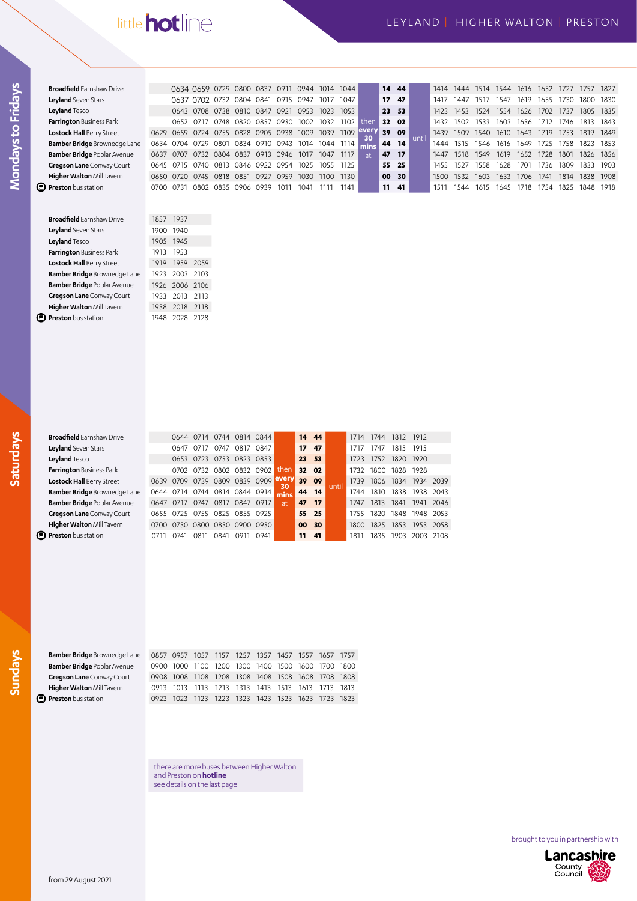# little hotline

## LEYLAND | HIGHER WALTON | PRESTON

### Mondays to Fridays

| | | | | | | | | | | | | | | | | | | | | | | | |
|---|---|---|---|---|---|---|---|---|---|---|---|---|---|---|---|---|---|---|---|---|---|---|---|
| **Broadfield** Earnshaw Drive | | 0634 | 0659 | 0729 | 0800 | 0837 | 0911 | 0944 | 1014 | 1044 | then every 30 mins at | 14 | 44 | until | 1414 | 1444 | 1514 | 1544 | 1616 | 1652 | 1727 | 1757 | 1827 |
| **Leyland** Seven Stars | | 0637 | 0702 | 0732 | 0804 | 0841 | 0915 | 0947 | 1017 | 1047 | | 17 | 47 | | 1417 | 1447 | 1517 | 1547 | 1619 | 1655 | 1730 | 1800 | 1830 |
| **Leyland** Tesco | | 0643 | 0708 | 0738 | 0810 | 0847 | 0921 | 0953 | 1023 | 1053 | | 23 | 53 | | 1423 | 1453 | 1524 | 1554 | 1626 | 1702 | 1737 | 1805 | 1835 |
| **Farrington** Business Park | | 0652 | 0717 | 0748 | 0820 | 0857 | 0930 | 1002 | 1032 | 1102 | | 32 | 02 | | 1432 | 1502 | 1533 | 1603 | 1636 | 1712 | 1746 | 1813 | 1843 |
| **Lostock Hall** Berry Street | 0629 | 0659 | 0724 | 0755 | 0828 | 0905 | 0938 | 1009 | 1039 | 1109 | | 39 | 09 | | 1439 | 1509 | 1540 | 1610 | 1643 | 1719 | 1753 | 1819 | 1849 |
| **Bamber Bridge** Brownedge Lane | 0634 | 0704 | 0729 | 0801 | 0834 | 0910 | 0943 | 1014 | 1044 | 1114 | | 44 | 14 | | 1444 | 1515 | 1546 | 1616 | 1649 | 1725 | 1758 | 1823 | 1853 |
| **Bamber Bridge** Poplar Avenue | 0637 | 0707 | 0732 | 0804 | 0837 | 0913 | 0946 | 1017 | 1047 | 1117 | | 47 | 17 | | 1447 | 1518 | 1549 | 1619 | 1652 | 1728 | 1801 | 1826 | 1856 |
| **Gregson Lane** Conway Court | 0645 | 0715 | 0740 | 0813 | 0846 | 0922 | 0954 | 1025 | 1055 | 1125 | | 55 | 25 | | 1455 | 1527 | 1558 | 1628 | 1701 | 1736 | 1809 | 1833 | 1903 |
| **Higher Walton** Mill Tavern | 0650 | 0720 | 0745 | 0818 | 0851 | 0927 | 0959 | 1030 | 1100 | 1130 | | 00 | 30 | | 1500 | 1532 | 1603 | 1633 | 1706 | 1741 | 1814 | 1838 | 1908 |
| **Preston** bus station | 0700 | 0731 | 0802 | 0835 | 0906 | 0939 | 1011 | 1041 | 1111 | 1141 | | 11 | 41 | | 1511 | 1544 | 1615 | 1645 | 1718 | 1754 | 1825 | 1848 | 1918 |

| | | | |
|---|---|---|---|
| **Broadfield** Earnshaw Drive | 1857 | 1937 | |
| **Leyland** Seven Stars | 1900 | 1940 | |
| **Leyland** Tesco | 1905 | 1945 | |
| **Farrington** Business Park | 1913 | 1953 | |
| **Lostock Hall** Berry Street | 1919 | 1959 | 2059 |
| **Bamber Bridge** Brownedge Lane | 1923 | 2003 | 2103 |
| **Bamber Bridge** Poplar Avenue | 1926 | 2006 | 2106 |
| **Gregson Lane** Conway Court | 1933 | 2013 | 2113 |
| **Higher Walton** Mill Tavern | 1938 | 2018 | 2118 |
| **Preston** bus station | 1948 | 2028 | 2128 |

### Saturdays

| | | | | | | | | | | | | | | | |
|---|---|---|---|---|---|---|---|---|---|---|---|---|---|---|---|
| **Broadfield** Earnshaw Drive | | 0644 | 0714 | 0744 | 0814 | 0844 | then every 30 mins at | 14 | 44 | until | 1714 | 1744 | 1812 | 1912 | |
| **Leyland** Seven Stars | | 0647 | 0717 | 0747 | 0817 | 0847 | | 17 | 47 | | 1717 | 1747 | 1815 | 1915 | |
| **Leyland** Tesco | | 0653 | 0723 | 0753 | 0823 | 0853 | | 23 | 53 | | 1723 | 1752 | 1820 | 1920 | |
| **Farrington** Business Park | | 0702 | 0732 | 0802 | 0832 | 0902 | | 32 | 02 | | 1732 | 1800 | 1828 | 1928 | |
| **Lostock Hall** Berry Street | 0639 | 0709 | 0739 | 0809 | 0839 | 0909 | | 39 | 09 | | 1739 | 1806 | 1834 | 1934 | 2039 |
| **Bamber Bridge** Brownedge Lane | 0644 | 0714 | 0744 | 0814 | 0844 | 0914 | | 44 | 14 | | 1744 | 1810 | 1838 | 1938 | 2043 |
| **Bamber Bridge** Poplar Avenue | 0647 | 0717 | 0747 | 0817 | 0847 | 0917 | | 47 | 17 | | 1747 | 1813 | 1841 | 1941 | 2046 |
| **Gregson Lane** Conway Court | 0655 | 0725 | 0755 | 0825 | 0855 | 0925 | | 55 | 25 | | 1755 | 1820 | 1848 | 1948 | 2053 |
| **Higher Walton** Mill Tavern | 0700 | 0730 | 0800 | 0830 | 0900 | 0930 | | 00 | 30 | | 1800 | 1825 | 1853 | 1953 | 2058 |
| **Preston** bus station | 0711 | 0741 | 0811 | 0841 | 0911 | 0941 | | 11 | 41 | | 1811 | 1835 | 1903 | 2003 | 2108 |

### Sundays

| | | | | | | | | | | |
|---|---|---|---|---|---|---|---|---|---|---|
| **Bamber Bridge** Brownedge Lane | 0857 | 0957 | 1057 | 1157 | 1257 | 1357 | 1457 | 1557 | 1657 | 1757 |
| **Bamber Bridge** Poplar Avenue | 0900 | 1000 | 1100 | 1200 | 1300 | 1400 | 1500 | 1600 | 1700 | 1800 |
| **Gregson Lane** Conway Court | 0908 | 1008 | 1108 | 1208 | 1308 | 1408 | 1508 | 1608 | 1708 | 1808 |
| **Higher Walton** Mill Tavern | 0913 | 1013 | 1113 | 1213 | 1313 | 1413 | 1513 | 1613 | 1713 | 1813 |
| **Preston** bus station | 0923 | 1023 | 1123 | 1223 | 1323 | 1423 | 1523 | 1623 | 1723 | 1823 |

there are more buses between Higher Walton and Preston on **hotline**
see details on the last page

from 29 August 2021

brought to you in partnership with Lancashire County Council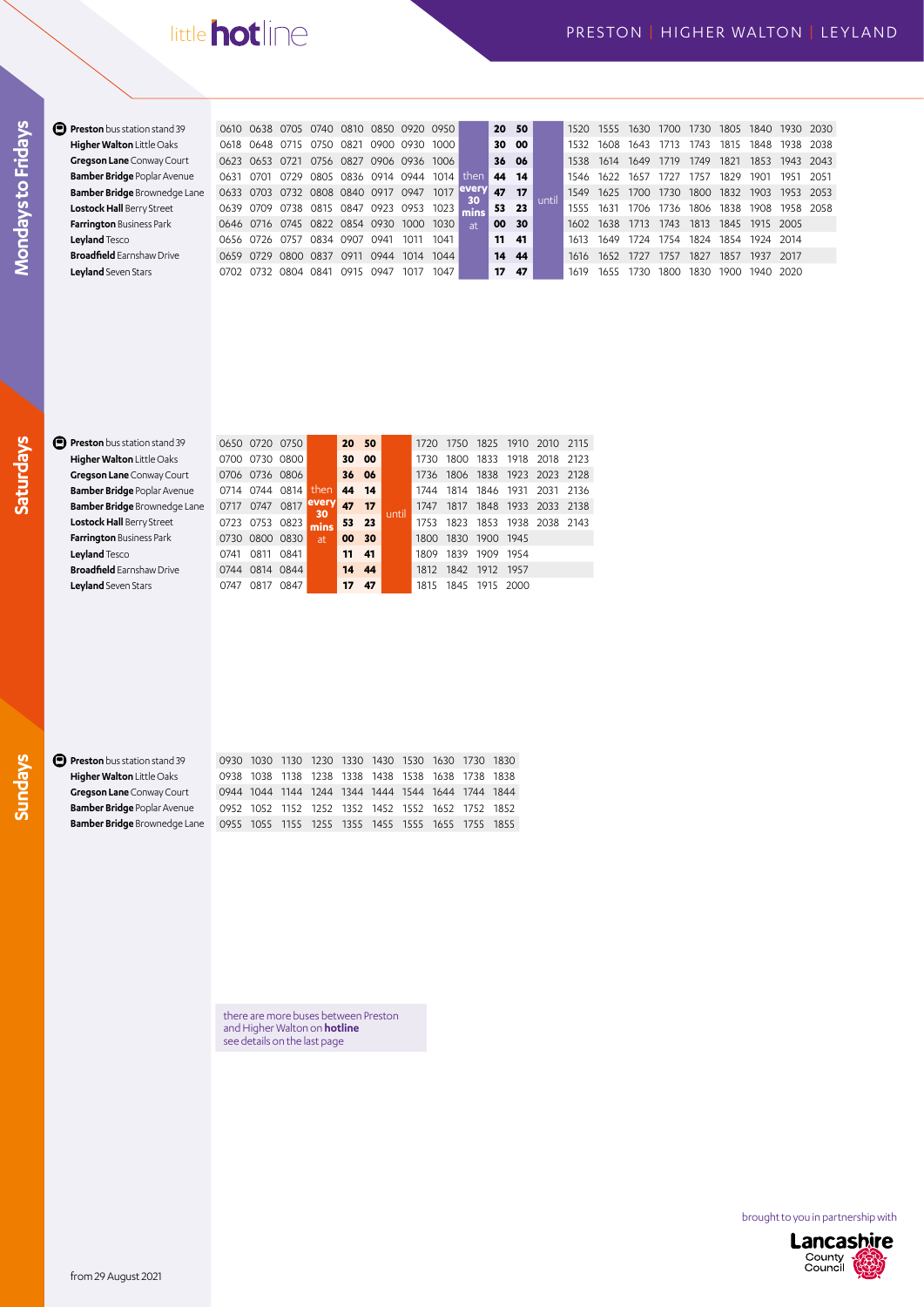# little hotline

## PRESTON | HIGHER WALTON | LEYLAND

### Mondays to Fridays

| Stop | | | | | | | | | | | | | | | | | | | | | |
|---|---|---|---|---|---|---|---|---|---|---|---|---|---|---|---|---|---|---|---|---|---|
| **Preston** bus station stand 39 | 0610 | 0638 | 0705 | 0740 | 0810 | 0850 | 0920 | 0950 | then every 30 mins at | 20 | 50 | until | 1520 | 1555 | 1630 | 1700 | 1730 | 1805 | 1840 | 1930 | 2030 |
| **Higher Walton** Little Oaks | 0618 | 0648 | 0715 | 0750 | 0821 | 0900 | 0930 | 1000 | | 30 | 00 | | 1532 | 1608 | 1643 | 1713 | 1743 | 1815 | 1848 | 1938 | 2038 |
| **Gregson Lane** Conway Court | 0623 | 0653 | 0721 | 0756 | 0827 | 0906 | 0936 | 1006 | | 36 | 06 | | 1538 | 1614 | 1649 | 1719 | 1749 | 1821 | 1853 | 1943 | 2043 |
| **Bamber Bridge** Poplar Avenue | 0631 | 0701 | 0729 | 0805 | 0836 | 0914 | 0944 | 1014 | | 44 | 14 | | 1546 | 1622 | 1657 | 1727 | 1757 | 1829 | 1901 | 1951 | 2051 |
| **Bamber Bridge** Brownedge Lane | 0633 | 0703 | 0732 | 0808 | 0840 | 0917 | 0947 | 1017 | | 47 | 17 | | 1549 | 1625 | 1700 | 1730 | 1800 | 1832 | 1903 | 1953 | 2053 |
| **Lostock Hall** Berry Street | 0639 | 0709 | 0738 | 0815 | 0847 | 0923 | 0953 | 1023 | | 53 | 23 | | 1555 | 1631 | 1706 | 1736 | 1806 | 1838 | 1908 | 1958 | 2058 |
| **Farrington** Business Park | 0646 | 0716 | 0745 | 0822 | 0854 | 0930 | 1000 | 1030 | | 00 | 30 | | 1602 | 1638 | 1713 | 1743 | 1813 | 1845 | 1915 | 2005 | |
| **Leyland** Tesco | 0656 | 0726 | 0757 | 0834 | 0907 | 0941 | 1011 | 1041 | | 11 | 41 | | 1613 | 1649 | 1724 | 1754 | 1824 | 1854 | 1924 | 2014 | |
| **Broadfield** Earnshaw Drive | 0659 | 0729 | 0800 | 0837 | 0911 | 0944 | 1014 | 1044 | | 14 | 44 | | 1616 | 1652 | 1727 | 1757 | 1827 | 1857 | 1937 | 2017 | |
| **Leyland** Seven Stars | 0702 | 0732 | 0804 | 0841 | 0915 | 0947 | 1017 | 1047 | | 17 | 47 | | 1619 | 1655 | 1730 | 1800 | 1830 | 1900 | 1940 | 2020 | |

### Saturdays

| Stop | | | | | | | | | | | | | |
|---|---|---|---|---|---|---|---|---|---|---|---|---|---|
| **Preston** bus station stand 39 | 0650 | 0720 | 0750 | then every 30 mins at | 20 | 50 | until | 1720 | 1750 | 1825 | 1910 | 2010 | 2115 |
| **Higher Walton** Little Oaks | 0700 | 0730 | 0800 | | 30 | 00 | | 1730 | 1800 | 1833 | 1918 | 2018 | 2123 |
| **Gregson Lane** Conway Court | 0706 | 0736 | 0806 | | 36 | 06 | | 1736 | 1806 | 1838 | 1923 | 2023 | 2128 |
| **Bamber Bridge** Poplar Avenue | 0714 | 0744 | 0814 | | 44 | 14 | | 1744 | 1814 | 1846 | 1931 | 2031 | 2136 |
| **Bamber Bridge** Brownedge Lane | 0717 | 0747 | 0817 | | 47 | 17 | | 1747 | 1817 | 1848 | 1933 | 2033 | 2138 |
| **Lostock Hall** Berry Street | 0723 | 0753 | 0823 | | 53 | 23 | | 1753 | 1823 | 1853 | 1938 | 2038 | 2143 |
| **Farrington** Business Park | 0730 | 0800 | 0830 | | 00 | 30 | | 1800 | 1830 | 1900 | 1945 | | |
| **Leyland** Tesco | 0741 | 0811 | 0841 | | 11 | 41 | | 1809 | 1839 | 1909 | 1954 | | |
| **Broadfield** Earnshaw Drive | 0744 | 0814 | 0844 | | 14 | 44 | | 1812 | 1842 | 1912 | 1957 | | |
| **Leyland** Seven Stars | 0747 | 0817 | 0847 | | 17 | 47 | | 1815 | 1845 | 1915 | 2000 | | |

### Sundays

| Stop | | | | | | | | | | |
|---|---|---|---|---|---|---|---|---|---|---|
| **Preston** bus station stand 39 | 0930 | 1030 | 1130 | 1230 | 1330 | 1430 | 1530 | 1630 | 1730 | 1830 |
| **Higher Walton** Little Oaks | 0938 | 1038 | 1138 | 1238 | 1338 | 1438 | 1538 | 1638 | 1738 | 1838 |
| **Gregson Lane** Conway Court | 0944 | 1044 | 1144 | 1244 | 1344 | 1444 | 1544 | 1644 | 1744 | 1844 |
| **Bamber Bridge** Poplar Avenue | 0952 | 1052 | 1152 | 1252 | 1352 | 1452 | 1552 | 1652 | 1752 | 1852 |
| **Bamber Bridge** Brownedge Lane | 0955 | 1055 | 1155 | 1255 | 1355 | 1455 | 1555 | 1655 | 1755 | 1855 |

there are more buses between Preston and Higher Walton on **hotline**
see details on the last page

from 29 August 2021

brought to you in partnership with Lancashire County Council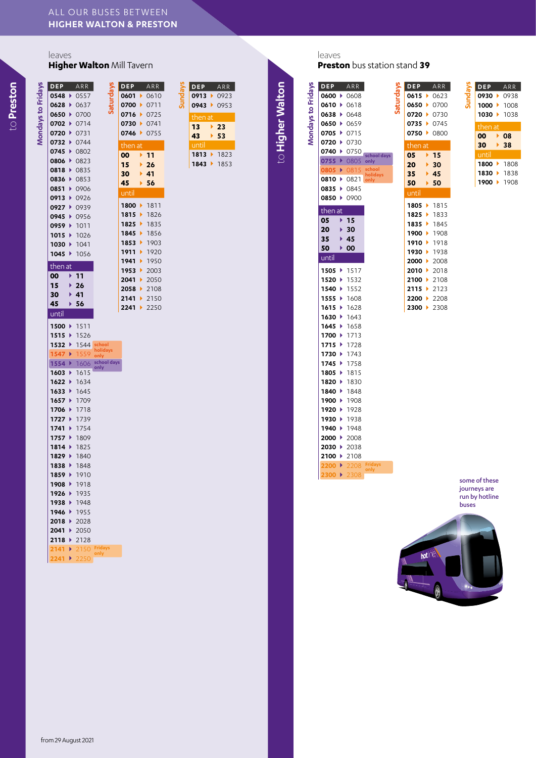# ALL OUR BUSES BETWEEN HIGHER WALTON & PRESTON

## to Preston

leaves **Higher Walton** Mill Tavern

### Mondays to Fridays

| DEP | ARR | |
|---|---|---|
| 0548 | 0557 | |
| 0628 | 0637 | |
| 0650 | 0700 | |
| 0702 | 0714 | |
| 0720 | 0731 | |
| 0732 | 0744 | |
| 0745 | 0802 | |
| 0806 | 0823 | |
| 0818 | 0835 | |
| 0836 | 0853 | |
| 0851 | 0906 | |
| 0913 | 0926 | |
| 0927 | 0939 | |
| 0945 | 0956 | |
| 0959 | 1011 | |
| 1015 | 1026 | |
| 1030 | 1041 | |
| 1045 | 1056 | |
| then at | | |
| 00 | 11 | |
| 15 | 26 | |
| 30 | 41 | |
| 45 | 56 | |
| until | | |
| 1500 | 1511 | |
| 1515 | 1526 | |
| 1532 | 1544 | |
| 1547 | 1559 | school holidays only |
| 1554 | 1606 | school days only |
| 1603 | 1615 | |
| 1622 | 1634 | |
| 1633 | 1645 | |
| 1657 | 1709 | |
| 1706 | 1718 | |
| 1727 | 1739 | |
| 1741 | 1754 | |
| 1757 | 1809 | |
| 1814 | 1825 | |
| 1829 | 1840 | |
| 1838 | 1848 | |
| 1859 | 1910 | |
| 1908 | 1918 | |
| 1926 | 1935 | |
| 1938 | 1948 | |
| 1946 | 1955 | |
| 2018 | 2028 | |
| 2041 | 2050 | |
| 2118 | 2128 | |
| 2141 | 2150 | Fridays only |
| 2241 | 2250 | Fridays only |

### Saturdays

| DEP | ARR |
|---|---|
| 0601 | 0610 |
| 0700 | 0711 |
| 0716 | 0725 |
| 0730 | 0741 |
| 0746 | 0755 |
| then at | |
| 00 | 11 |
| 15 | 26 |
| 30 | 41 |
| 45 | 56 |
| until | |
| 1800 | 1811 |
| 1815 | 1826 |
| 1825 | 1835 |
| 1845 | 1856 |
| 1853 | 1903 |
| 1911 | 1920 |
| 1941 | 1950 |
| 1953 | 2003 |
| 2041 | 2050 |
| 2058 | 2108 |
| 2141 | 2150 |
| 2241 | 2250 |

### Sundays

| DEP | ARR |
|---|---|
| 0913 | 0923 |
| 0943 | 0953 |
| then at | |
| 13 | 23 |
| 43 | 53 |
| until | |
| 1813 | 1823 |
| 1843 | 1853 |

## to Higher Walton

leaves **Preston** bus station stand **39**

### Mondays to Fridays

| DEP | ARR | |
|---|---|---|
| 0600 | 0608 | |
| 0610 | 0618 | |
| 0638 | 0648 | |
| 0650 | 0659 | |
| 0705 | 0715 | |
| 0720 | 0730 | |
| 0740 | 0750 | |
| 0755 | 0805 | school days only |
| 0805 | 0815 | school holidays only |
| 0810 | 0821 | |
| 0835 | 0845 | |
| 0850 | 0900 | |
| then at | | |
| 05 | 15 | |
| 20 | 30 | |
| 35 | 45 | |
| 50 | 00 | |
| until | | |
| 1505 | 1517 | |
| 1520 | 1532 | |
| 1540 | 1552 | |
| 1555 | 1608 | |
| 1615 | 1628 | |
| 1630 | 1643 | |
| 1645 | 1658 | |
| 1700 | 1713 | |
| 1715 | 1728 | |
| 1730 | 1743 | |
| 1745 | 1758 | |
| 1805 | 1815 | |
| 1820 | 1830 | |
| 1840 | 1848 | |
| 1900 | 1908 | |
| 1920 | 1928 | |
| 1930 | 1938 | |
| 1940 | 1948 | |
| 2000 | 2008 | |
| 2030 | 2038 | |
| 2100 | 2108 | |
| 2200 | 2208 | Fridays only |
| 2300 | 2308 | Fridays only |

### Saturdays

| DEP | ARR |
|---|---|
| 0615 | 0623 |
| 0650 | 0700 |
| 0720 | 0730 |
| 0735 | 0745 |
| 0750 | 0800 |
| then at | |
| 05 | 15 |
| 20 | 30 |
| 35 | 45 |
| 50 | 50 |
| until | |
| 1805 | 1815 |
| 1825 | 1833 |
| 1835 | 1845 |
| 1900 | 1908 |
| 1910 | 1918 |
| 1930 | 1938 |
| 2000 | 2008 |
| 2010 | 2018 |
| 2100 | 2108 |
| 2115 | 2123 |
| 2200 | 2208 |
| 2300 | 2308 |

### Sundays

| DEP | ARR |
|---|---|
| 0930 | 0938 |
| 1000 | 1008 |
| 1030 | 1038 |
| then at | |
| 00 | 08 |
| 30 | 38 |
| until | |
| 1800 | 1808 |
| 1830 | 1838 |
| 1900 | 1908 |

some of these journeys are run by hotline buses

from 29 August 2021